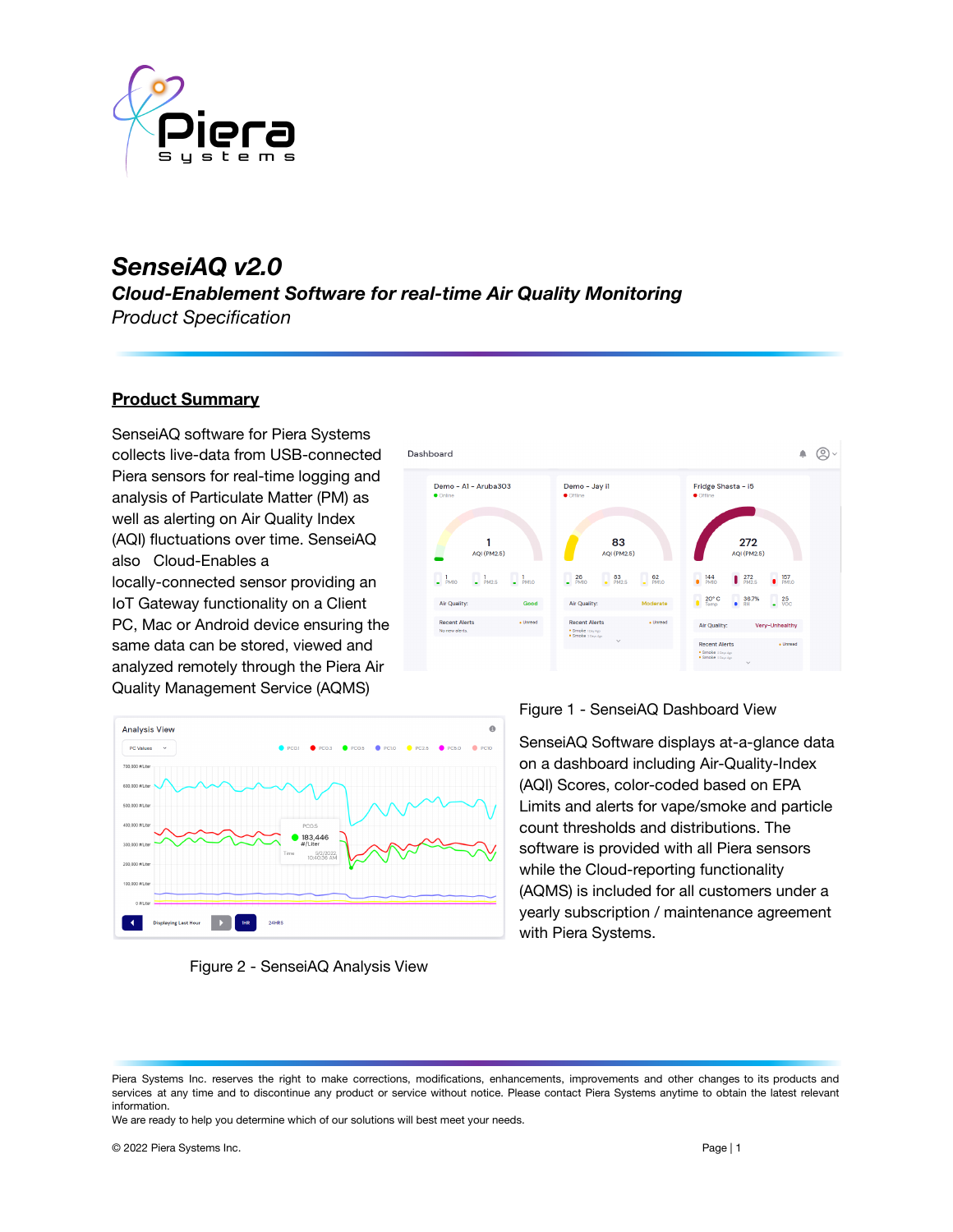# SenseiAQ v2.0

## *Cloud-Enablement Software for real-time Air Quality Monitoring*

*Product Specification*

## Product Summary

SenseiAQ software for Piera Systems collects live-data from USB-connected Piera sensors for real-time logging and analysis of Particulate Matter (PM) as well as alerting on Air Quality Index (AQI) fluctuations over time. SenseiAQ also Cloud-Enables a locally-connected sensor providing an IoT Gateway functionality on a Client PC, Mac or Android device ensuring the same data can be stored, viewed and analyzed remotely through the Piera Air Quality Management Service (AQMS)

Figure 1 - SenseiAQ Dashboard View

SenseiAQ Software displays at-a-glance data on a dashboard including Air-Quality-Index (AQI) Scores, color-coded based on EPA Limits and alerts for vape/smoke and particle count thresholds and distributions. The software is provided with all Piera sensors while the Cloud-reporting functionality (AQMS) is included for all customers under a yearly subscription / maintenance agreement with Piera Systems.

Figure 2 - SenseiAQ Analysis View

Piera Systems Inc. reserves the right to make corrections, modifications, enhancements, improvements and other changes to its products and services at any time and to discontinue any product or service without notice. Please contact Piera Systems anytime to obtain the latest relevant information.
We are ready to help you determine which of our solutions will best meet your needs.

© 2022 Piera Systems Inc.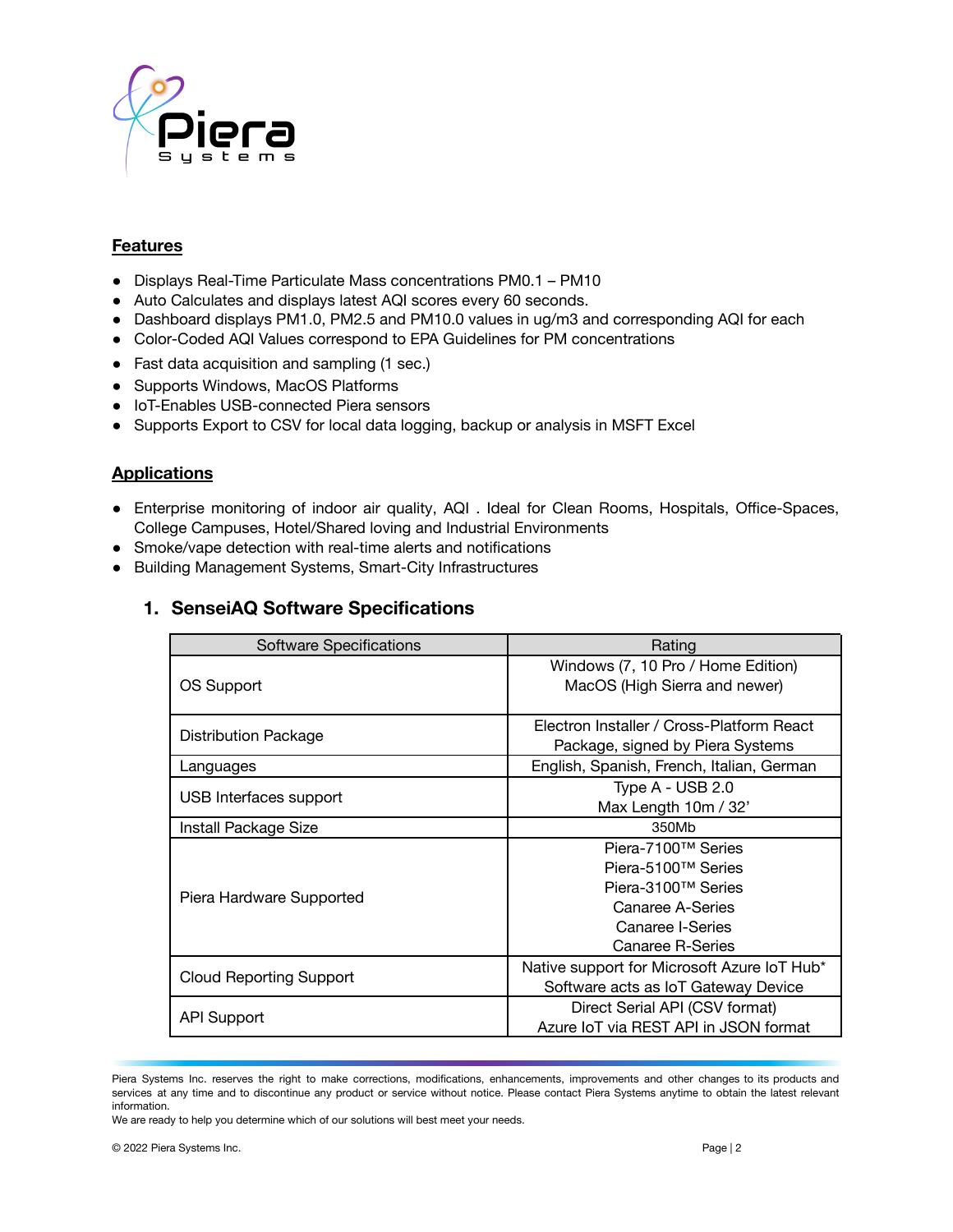## Features

- Displays Real-Time Particulate Mass concentrations PM0.1 – PM10
- Auto Calculates and displays latest AQI scores every 60 seconds.
- Dashboard displays PM1.0, PM2.5 and PM10.0 values in ug/m3 and corresponding AQI for each
- Color-Coded AQI Values correspond to EPA Guidelines for PM concentrations
- Fast data acquisition and sampling (1 sec.)
- Supports Windows, MacOS Platforms
- IoT-Enables USB-connected Piera sensors
- Supports Export to CSV for local data logging, backup or analysis in MSFT Excel

## Applications

- Enterprise monitoring of indoor air quality, AQI . Ideal for Clean Rooms, Hospitals, Office-Spaces, College Campuses, Hotel/Shared loving and Industrial Environments
- Smoke/vape detection with real-time alerts and notifications
- Building Management Systems, Smart-City Infrastructures

### 1. SenseiAQ Software Specifications

| Software Specifications | Rating |
| --- | --- |
| OS Support | Windows (7, 10 Pro / Home Edition)<br>MacOS (High Sierra and newer) |
| Distribution Package | Electron Installer / Cross-Platform React Package, signed by Piera Systems |
| Languages | English, Spanish, French, Italian, German |
| USB Interfaces support | Type A - USB 2.0<br>Max Length 10m / 32' |
| Install Package Size | 350Mb |
| Piera Hardware Supported | Piera-7100™ Series<br>Piera-5100™ Series<br>Piera-3100™ Series<br>Canaree A-Series<br>Canaree I-Series<br>Canaree R-Series |
| Cloud Reporting Support | Native support for Microsoft Azure IoT Hub*<br>Software acts as IoT Gateway Device |
| API Support | Direct Serial API (CSV format)<br>Azure IoT via REST API in JSON format |

Piera Systems Inc. reserves the right to make corrections, modifications, enhancements, improvements and other changes to its products and services at any time and to discontinue any product or service without notice. Please contact Piera Systems anytime to obtain the latest relevant information.
We are ready to help you determine which of our solutions will best meet your needs.

© 2022 Piera Systems Inc.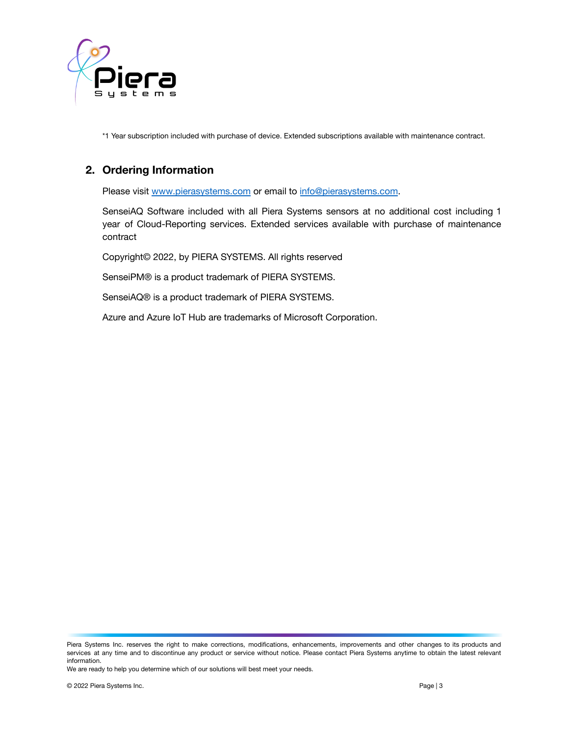*1 Year subscription included with purchase of device. Extended subscriptions available with maintenance contract.

## 2. Ordering Information

Please visit www.pierasystems.com or email to info@pierasystems.com.

SenseiAQ Software included with all Piera Systems sensors at no additional cost including 1 year of Cloud-Reporting services. Extended services available with purchase of maintenance contract

Copyright© 2022, by PIERA SYSTEMS. All rights reserved

SenseiPM® is a product trademark of PIERA SYSTEMS.

SenseiAQ® is a product trademark of PIERA SYSTEMS.

Azure and Azure IoT Hub are trademarks of Microsoft Corporation.

Piera Systems Inc. reserves the right to make corrections, modifications, enhancements, improvements and other changes to its products and services at any time and to discontinue any product or service without notice. Please contact Piera Systems anytime to obtain the latest relevant information.
We are ready to help you determine which of our solutions will best meet your needs.